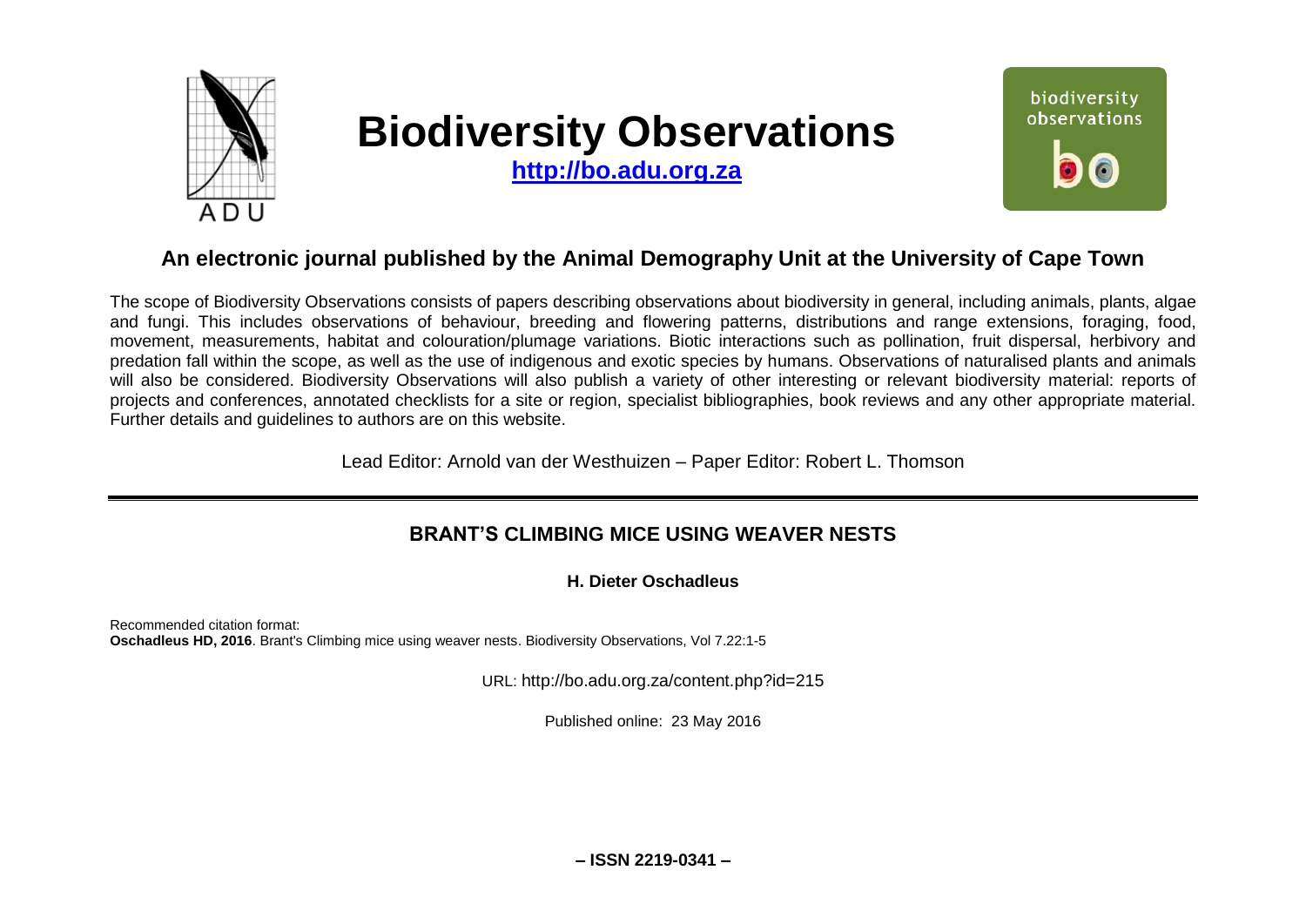# Biodiversity Observations

**http://bo.adu.org.za**

biodiversity observations

## An electronic journal published by the Animal Demography Unit at the University of Cape Town

The scope of Biodiversity Observations consists of papers describing observations about biodiversity in general, including animals, plants, algae and fungi. This includes observations of behaviour, breeding and flowering patterns, distributions and range extensions, foraging, food, movement, measurements, habitat and colouration/plumage variations. Biotic interactions such as pollination, fruit dispersal, herbivory and predation fall within the scope, as well as the use of indigenous and exotic species by humans. Observations of naturalised plants and animals will also be considered. Biodiversity Observations will also publish a variety of other interesting or relevant biodiversity material: reports of projects and conferences, annotated checklists for a site or region, specialist bibliographies, book reviews and any other appropriate material. Further details and guidelines to authors are on this website.

Lead Editor: Arnold van der Westhuizen – Paper Editor: Robert L. Thomson

---

## BRANT'S CLIMBING MICE USING WEAVER NESTS

**H. Dieter Oschadleus**

Recommended citation format:
**Oschadleus HD, 2016**. Brant's Climbing mice using weaver nests. Biodiversity Observations, Vol 7.22:1-5

URL: http://bo.adu.org.za/content.php?id=215

Published online: 23 May 2016

**– ISSN 2219-0341 –**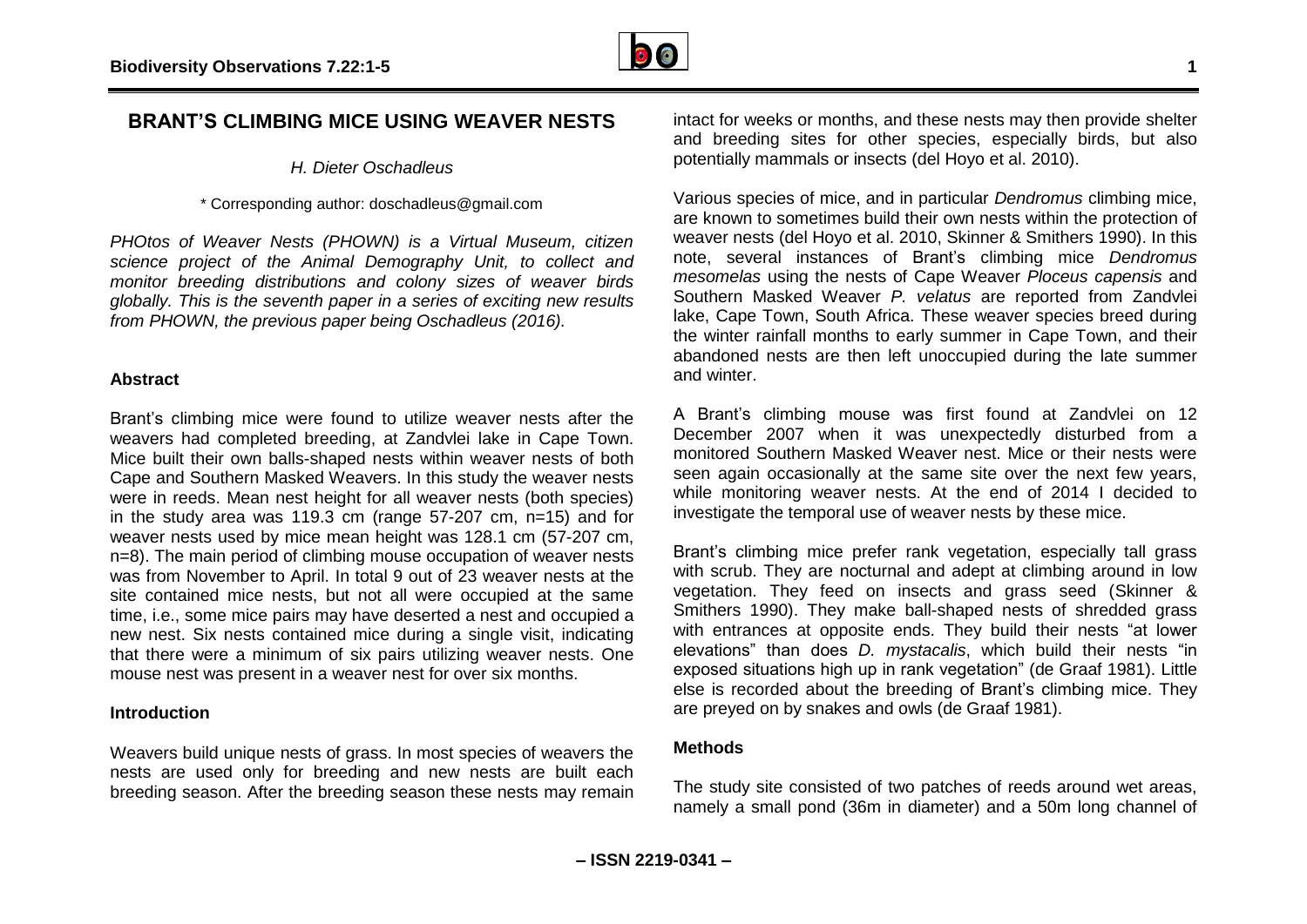## BRANT'S CLIMBING MICE USING WEAVER NESTS

*H. Dieter Oschadleus*

* Corresponding author: doschadleus@gmail.com

*PHOtos of Weaver Nests (PHOWN) is a Virtual Museum, citizen science project of the Animal Demography Unit, to collect and monitor breeding distributions and colony sizes of weaver birds globally. This is the seventh paper in a series of exciting new results from PHOWN, the previous paper being Oschadleus (2016).*

### Abstract

Brant's climbing mice were found to utilize weaver nests after the weavers had completed breeding, at Zandvlei lake in Cape Town. Mice built their own balls-shaped nests within weaver nests of both Cape and Southern Masked Weavers. In this study the weaver nests were in reeds. Mean nest height for all weaver nests (both species) in the study area was 119.3 cm (range 57-207 cm, n=15) and for weaver nests used by mice mean height was 128.1 cm (57-207 cm, n=8). The main period of climbing mouse occupation of weaver nests was from November to April. In total 9 out of 23 weaver nests at the site contained mice nests, but not all were occupied at the same time, i.e., some mice pairs may have deserted a nest and occupied a new nest. Six nests contained mice during a single visit, indicating that there were a minimum of six pairs utilizing weaver nests. One mouse nest was present in a weaver nest for over six months.

### Introduction

Weavers build unique nests of grass. In most species of weavers the nests are used only for breeding and new nests are built each breeding season. After the breeding season these nests may remain intact for weeks or months, and these nests may then provide shelter and breeding sites for other species, especially birds, but also potentially mammals or insects (del Hoyo et al. 2010).

Various species of mice, and in particular *Dendromus* climbing mice, are known to sometimes build their own nests within the protection of weaver nests (del Hoyo et al. 2010, Skinner & Smithers 1990). In this note, several instances of Brant's climbing mice *Dendromus mesomelas* using the nests of Cape Weaver *Ploceus capensis* and Southern Masked Weaver *P. velatus* are reported from Zandvlei lake, Cape Town, South Africa. These weaver species breed during the winter rainfall months to early summer in Cape Town, and their abandoned nests are then left unoccupied during the late summer and winter.

A Brant's climbing mouse was first found at Zandvlei on 12 December 2007 when it was unexpectedly disturbed from a monitored Southern Masked Weaver nest. Mice or their nests were seen again occasionally at the same site over the next few years, while monitoring weaver nests. At the end of 2014 I decided to investigate the temporal use of weaver nests by these mice.

Brant's climbing mice prefer rank vegetation, especially tall grass with scrub. They are nocturnal and adept at climbing around in low vegetation. They feed on insects and grass seed (Skinner & Smithers 1990). They make ball-shaped nests of shredded grass with entrances at opposite ends. They build their nests "at lower elevations" than does *D. mystacalis*, which build their nests "in exposed situations high up in rank vegetation" (de Graaf 1981). Little else is recorded about the breeding of Brant's climbing mice. They are preyed on by snakes and owls (de Graaf 1981).

### Methods

The study site consisted of two patches of reeds around wet areas, namely a small pond (36m in diameter) and a 50m long channel of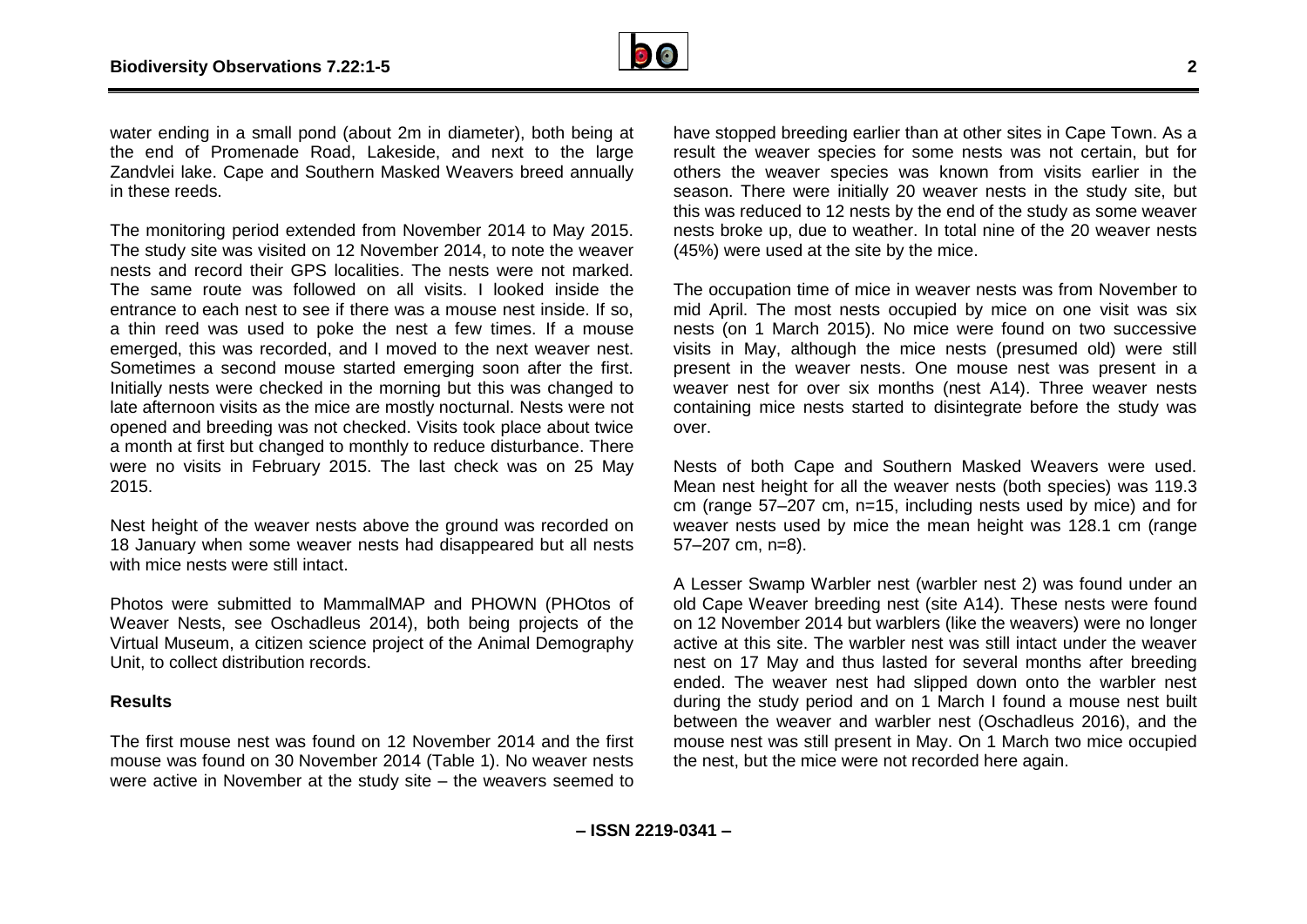water ending in a small pond (about 2m in diameter), both being at the end of Promenade Road, Lakeside, and next to the large Zandvlei lake. Cape and Southern Masked Weavers breed annually in these reeds.

The monitoring period extended from November 2014 to May 2015. The study site was visited on 12 November 2014, to note the weaver nests and record their GPS localities. The nests were not marked. The same route was followed on all visits. I looked inside the entrance to each nest to see if there was a mouse nest inside. If so, a thin reed was used to poke the nest a few times. If a mouse emerged, this was recorded, and I moved to the next weaver nest. Sometimes a second mouse started emerging soon after the first. Initially nests were checked in the morning but this was changed to late afternoon visits as the mice are mostly nocturnal. Nests were not opened and breeding was not checked. Visits took place about twice a month at first but changed to monthly to reduce disturbance. There were no visits in February 2015. The last check was on 25 May 2015.

Nest height of the weaver nests above the ground was recorded on 18 January when some weaver nests had disappeared but all nests with mice nests were still intact.

Photos were submitted to MammalMAP and PHOWN (PHOtos of Weaver Nests, see Oschadleus 2014), both being projects of the Virtual Museum, a citizen science project of the Animal Demography Unit, to collect distribution records.

## Results

The first mouse nest was found on 12 November 2014 and the first mouse was found on 30 November 2014 (Table 1). No weaver nests were active in November at the study site – the weavers seemed to have stopped breeding earlier than at other sites in Cape Town. As a result the weaver species for some nests was not certain, but for others the weaver species was known from visits earlier in the season. There were initially 20 weaver nests in the study site, but this was reduced to 12 nests by the end of the study as some weaver nests broke up, due to weather. In total nine of the 20 weaver nests (45%) were used at the site by the mice.

The occupation time of mice in weaver nests was from November to mid April. The most nests occupied by mice on one visit was six nests (on 1 March 2015). No mice were found on two successive visits in May, although the mice nests (presumed old) were still present in the weaver nests. One mouse nest was present in a weaver nest for over six months (nest A14). Three weaver nests containing mice nests started to disintegrate before the study was over.

Nests of both Cape and Southern Masked Weavers were used. Mean nest height for all the weaver nests (both species) was 119.3 cm (range 57–207 cm, n=15, including nests used by mice) and for weaver nests used by mice the mean height was 128.1 cm (range 57–207 cm, n=8).

A Lesser Swamp Warbler nest (warbler nest 2) was found under an old Cape Weaver breeding nest (site A14). These nests were found on 12 November 2014 but warblers (like the weavers) were no longer active at this site. The warbler nest was still intact under the weaver nest on 17 May and thus lasted for several months after breeding ended. The weaver nest had slipped down onto the warbler nest during the study period and on 1 March I found a mouse nest built between the weaver and warbler nest (Oschadleus 2016), and the mouse nest was still present in May. On 1 March two mice occupied the nest, but the mice were not recorded here again.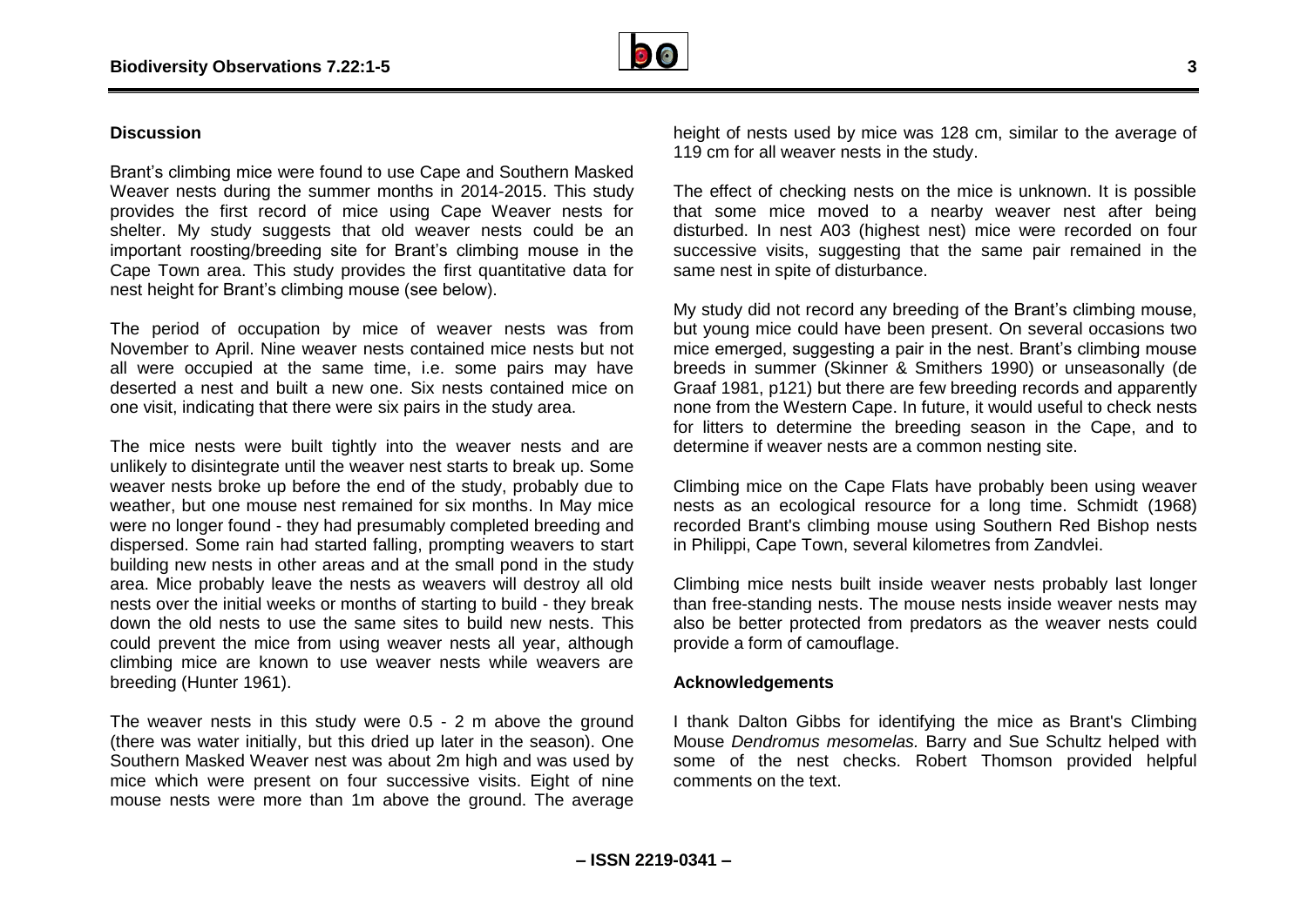## Discussion

Brant's climbing mice were found to use Cape and Southern Masked Weaver nests during the summer months in 2014-2015. This study provides the first record of mice using Cape Weaver nests for shelter. My study suggests that old weaver nests could be an important roosting/breeding site for Brant's climbing mouse in the Cape Town area. This study provides the first quantitative data for nest height for Brant's climbing mouse (see below).

The period of occupation by mice of weaver nests was from November to April. Nine weaver nests contained mice nests but not all were occupied at the same time, i.e. some pairs may have deserted a nest and built a new one. Six nests contained mice on one visit, indicating that there were six pairs in the study area.

The mice nests were built tightly into the weaver nests and are unlikely to disintegrate until the weaver nest starts to break up. Some weaver nests broke up before the end of the study, probably due to weather, but one mouse nest remained for six months. In May mice were no longer found - they had presumably completed breeding and dispersed. Some rain had started falling, prompting weavers to start building new nests in other areas and at the small pond in the study area. Mice probably leave the nests as weavers will destroy all old nests over the initial weeks or months of starting to build - they break down the old nests to use the same sites to build new nests. This could prevent the mice from using weaver nests all year, although climbing mice are known to use weaver nests while weavers are breeding (Hunter 1961).

The weaver nests in this study were 0.5 - 2 m above the ground (there was water initially, but this dried up later in the season). One Southern Masked Weaver nest was about 2m high and was used by mice which were present on four successive visits. Eight of nine mouse nests were more than 1m above the ground. The average height of nests used by mice was 128 cm, similar to the average of 119 cm for all weaver nests in the study.

The effect of checking nests on the mice is unknown. It is possible that some mice moved to a nearby weaver nest after being disturbed. In nest A03 (highest nest) mice were recorded on four successive visits, suggesting that the same pair remained in the same nest in spite of disturbance.

My study did not record any breeding of the Brant's climbing mouse, but young mice could have been present. On several occasions two mice emerged, suggesting a pair in the nest. Brant's climbing mouse breeds in summer (Skinner & Smithers 1990) or unseasonally (de Graaf 1981, p121) but there are few breeding records and apparently none from the Western Cape. In future, it would useful to check nests for litters to determine the breeding season in the Cape, and to determine if weaver nests are a common nesting site.

Climbing mice on the Cape Flats have probably been using weaver nests as an ecological resource for a long time. Schmidt (1968) recorded Brant's climbing mouse using Southern Red Bishop nests in Philippi, Cape Town, several kilometres from Zandvlei.

Climbing mice nests built inside weaver nests probably last longer than free-standing nests. The mouse nests inside weaver nests may also be better protected from predators as the weaver nests could provide a form of camouflage.

## Acknowledgements

I thank Dalton Gibbs for identifying the mice as Brant's Climbing Mouse *Dendromus mesomelas*. Barry and Sue Schultz helped with some of the nest checks. Robert Thomson provided helpful comments on the text.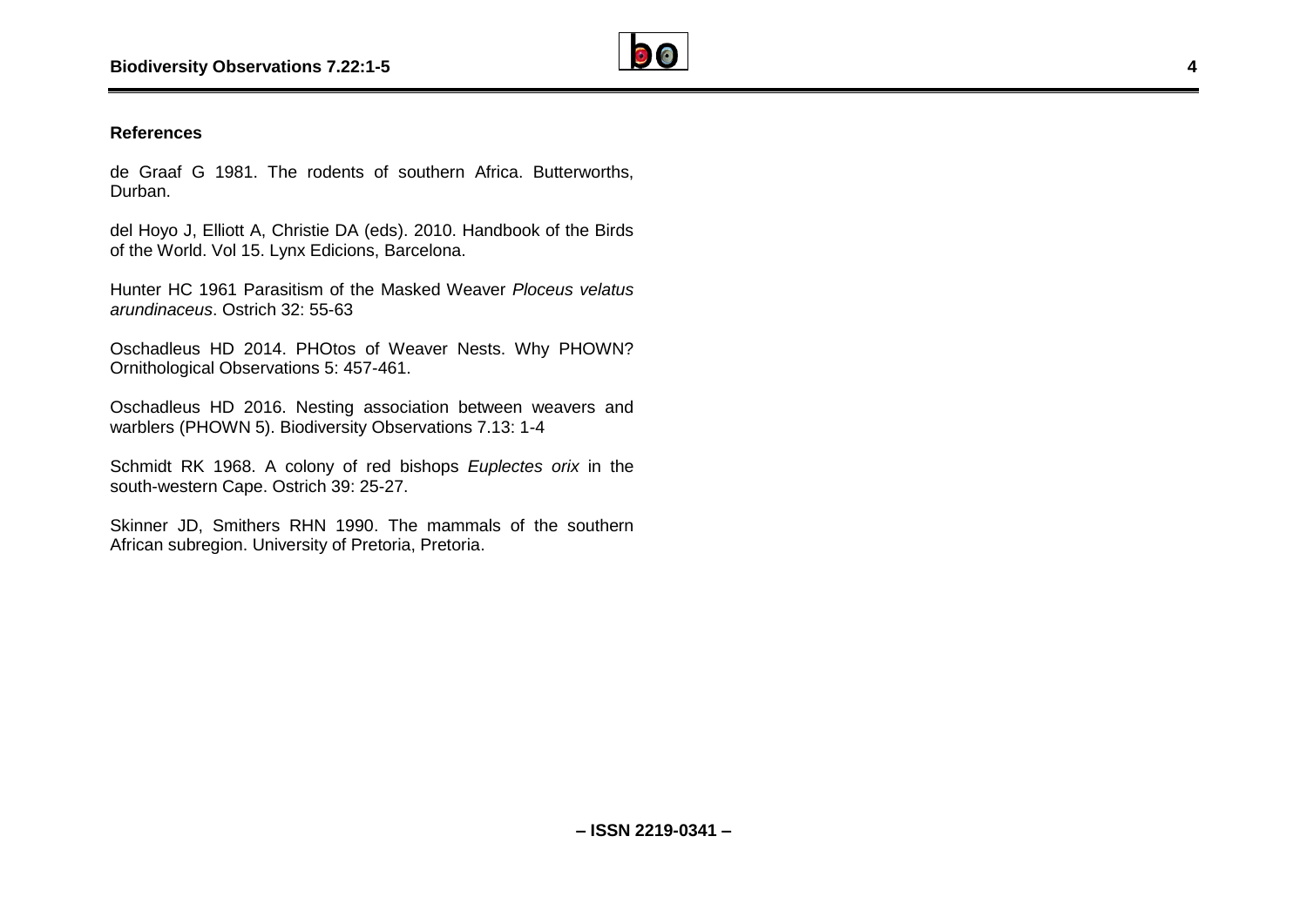## References

de Graaf G 1981. The rodents of southern Africa. Butterworths, Durban.

del Hoyo J, Elliott A, Christie DA (eds). 2010. Handbook of the Birds of the World. Vol 15. Lynx Edicions, Barcelona.

Hunter HC 1961 Parasitism of the Masked Weaver *Ploceus velatus arundinaceus*. Ostrich 32: 55-63

Oschadleus HD 2014. PHOtos of Weaver Nests. Why PHOWN? Ornithological Observations 5: 457-461.

Oschadleus HD 2016. Nesting association between weavers and warblers (PHOWN 5). Biodiversity Observations 7.13: 1-4

Schmidt RK 1968. A colony of red bishops *Euplectes orix* in the south-western Cape. Ostrich 39: 25-27.

Skinner JD, Smithers RHN 1990. The mammals of the southern African subregion. University of Pretoria, Pretoria.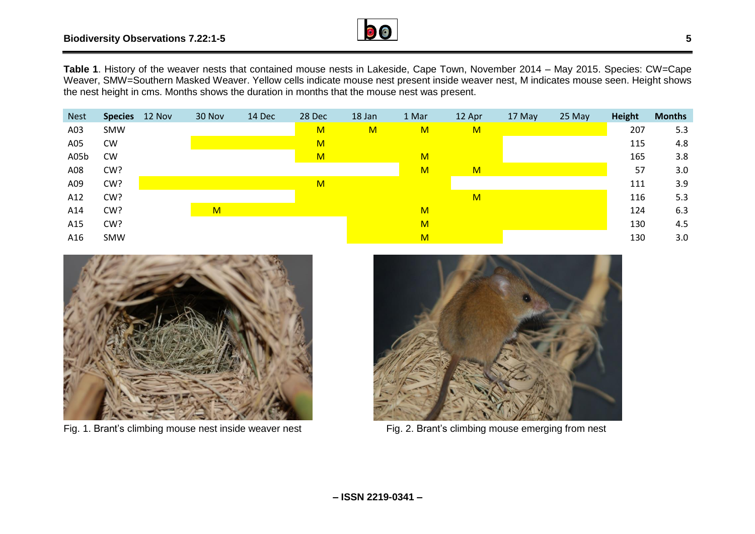**Table 1**. History of the weaver nests that contained mouse nests in Lakeside, Cape Town, November 2014 – May 2015. Species: CW=Cape Weaver, SMW=Southern Masked Weaver. Yellow cells indicate mouse nest present inside weaver nest, M indicates mouse seen. Height shows the nest height in cms. Months shows the duration in months that the mouse nest was present.

| Nest | Species | 12 Nov | 30 Nov | 14 Dec | 28 Dec | 18 Jan | 1 Mar | 12 Apr | 17 May | 25 May | Height | Months |
|---|---|---|---|---|---|---|---|---|---|---|---|---|
| A03 | SMW | | | | M | M | M | M | | | 207 | 5.3 |
| A05 | CW | | | | M | | | | | | 115 | 4.8 |
| A05b | CW | | | | M | | M | | | | 165 | 3.8 |
| A08 | CW? | | | | | | M | M | | | 57 | 3.0 |
| A09 | CW? | | | | M | | | | | | 111 | 3.9 |
| A12 | CW? | | | | | | | M | | | 116 | 5.3 |
| A14 | CW? | | M | | | | M | | | | 124 | 6.3 |
| A15 | CW? | | | | | | M | | | | 130 | 4.5 |
| A16 | SMW | | | | | | M | | | | 130 | 3.0 |

Fig. 1. Brant's climbing mouse nest inside weaver nest

Fig. 2. Brant's climbing mouse emerging from nest